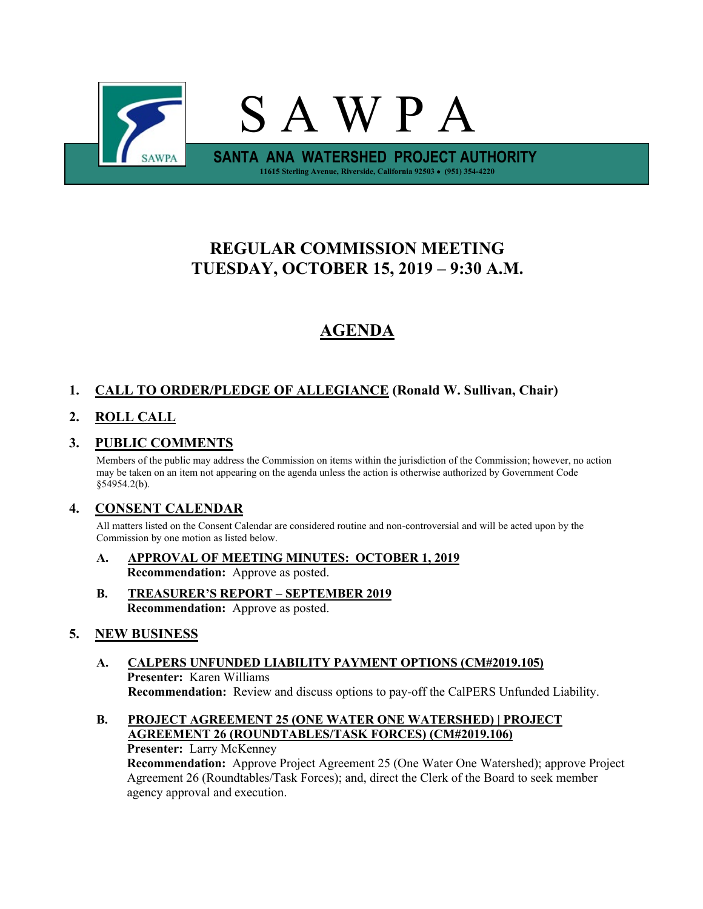# S A W P A

**SANTA ANA WATERSHED PROJECT AUTHORITY**

11615 Sterling Avenue, Riverside, California 92503 • (951) 354-4220

## REGULAR COMMISSION MEETING
## TUESDAY, OCTOBER 15, 2019 – 9:30 A.M.

## AGENDA

1. **CALL TO ORDER/PLEDGE OF ALLEGIANCE (Ronald W. Sullivan, Chair)**

2. **ROLL CALL**

3. **PUBLIC COMMENTS**

   Members of the public may address the Commission on items within the jurisdiction of the Commission; however, no action may be taken on an item not appearing on the agenda unless the action is otherwise authorized by Government Code §54954.2(b).

4. **CONSENT CALENDAR**

   All matters listed on the Consent Calendar are considered routine and non-controversial and will be acted upon by the Commission by one motion as listed below.

   A. **APPROVAL OF MEETING MINUTES: OCTOBER 1, 2019**
      **Recommendation:** Approve as posted.

   B. **TREASURER'S REPORT – SEPTEMBER 2019**
      **Recommendation:** Approve as posted.

5. **NEW BUSINESS**

   A. **CALPERS UNFUNDED LIABILITY PAYMENT OPTIONS (CM#2019.105)**
      **Presenter:** Karen Williams
      **Recommendation:** Review and discuss options to pay-off the CalPERS Unfunded Liability.

   B. **PROJECT AGREEMENT 25 (ONE WATER ONE WATERSHED) | PROJECT AGREEMENT 26 (ROUNDTABLES/TASK FORCES) (CM#2019.106)**
      **Presenter:** Larry McKenney
      **Recommendation:** Approve Project Agreement 25 (One Water One Watershed); approve Project Agreement 26 (Roundtables/Task Forces); and, direct the Clerk of the Board to seek member agency approval and execution.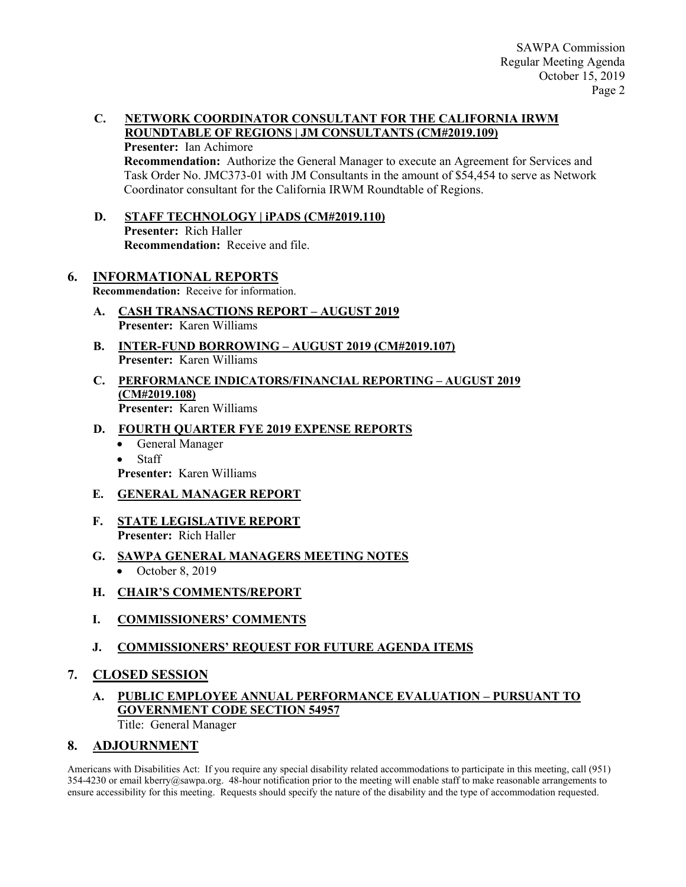**C. NETWORK COORDINATOR CONSULTANT FOR THE CALIFORNIA IRWM ROUNDTABLE OF REGIONS | JM CONSULTANTS (CM#2019.109)**

**Presenter:** Ian Achimore

**Recommendation:** Authorize the General Manager to execute an Agreement for Services and Task Order No. JMC373-01 with JM Consultants in the amount of $54,454 to serve as Network Coordinator consultant for the California IRWM Roundtable of Regions.

**D. STAFF TECHNOLOGY | iPADS (CM#2019.110)**

**Presenter:** Rich Haller

**Recommendation:** Receive and file.

## 6. INFORMATIONAL REPORTS

**Recommendation:** Receive for information.

**A. CASH TRANSACTIONS REPORT – AUGUST 2019**

**Presenter:** Karen Williams

**B. INTER-FUND BORROWING – AUGUST 2019 (CM#2019.107)**

**Presenter:** Karen Williams

**C. PERFORMANCE INDICATORS/FINANCIAL REPORTING – AUGUST 2019 (CM#2019.108)**

**Presenter:** Karen Williams

**D. FOURTH QUARTER FYE 2019 EXPENSE REPORTS**

- General Manager
- Staff

**Presenter:** Karen Williams

**E. GENERAL MANAGER REPORT**

**F. STATE LEGISLATIVE REPORT**

**Presenter:** Rich Haller

**G. SAWPA GENERAL MANAGERS MEETING NOTES**

- October 8, 2019

**H. CHAIR'S COMMENTS/REPORT**

**I. COMMISSIONERS' COMMENTS**

**J. COMMISSIONERS' REQUEST FOR FUTURE AGENDA ITEMS**

## 7. CLOSED SESSION

**A. PUBLIC EMPLOYEE ANNUAL PERFORMANCE EVALUATION – PURSUANT TO GOVERNMENT CODE SECTION 54957**

Title: General Manager

## 8. ADJOURNMENT

Americans with Disabilities Act: If you require any special disability related accommodations to participate in this meeting, call (951) 354-4230 or email kberry@sawpa.org. 48-hour notification prior to the meeting will enable staff to make reasonable arrangements to ensure accessibility for this meeting. Requests should specify the nature of the disability and the type of accommodation requested.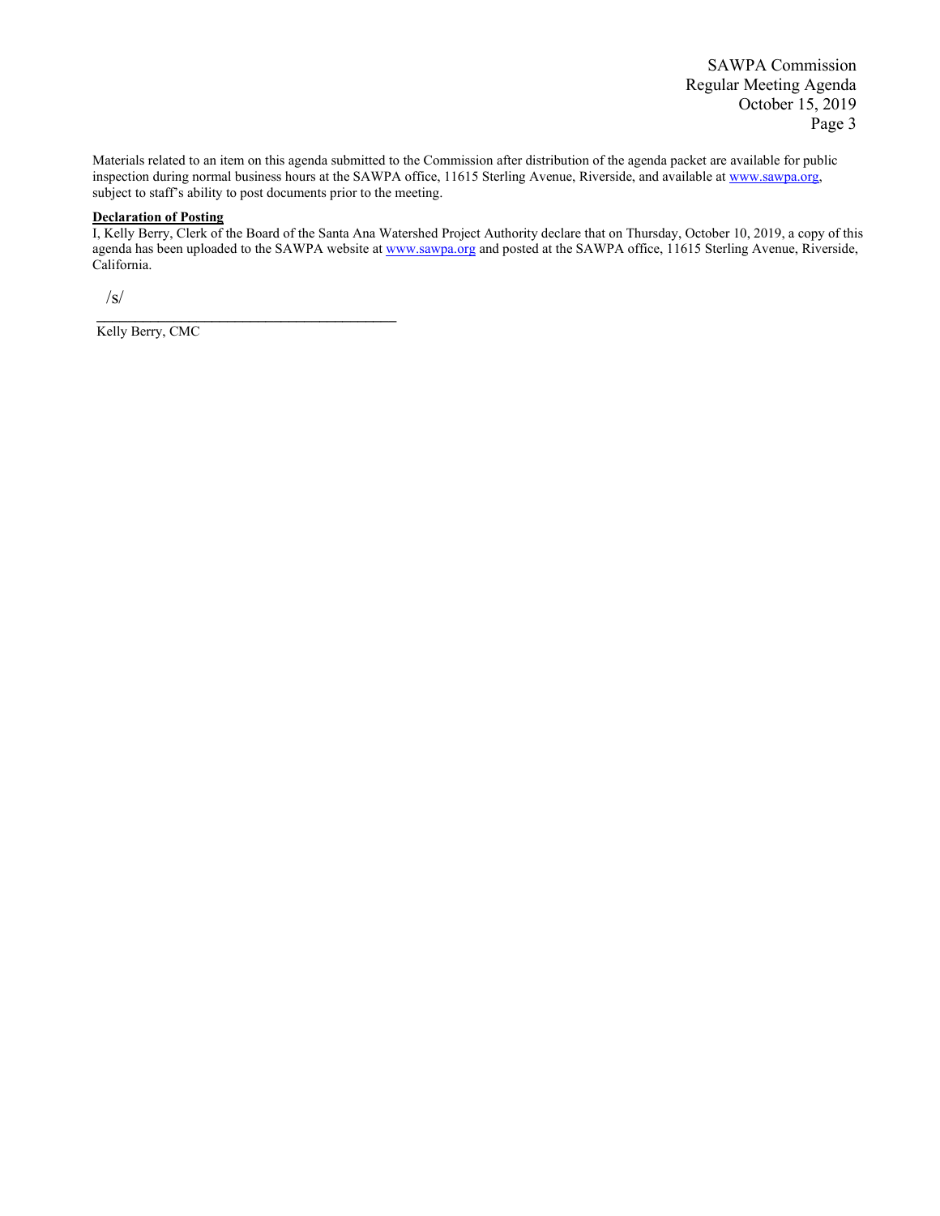Materials related to an item on this agenda submitted to the Commission after distribution of the agenda packet are available for public inspection during normal business hours at the SAWPA office, 11615 Sterling Avenue, Riverside, and available at www.sawpa.org, subject to staff's ability to post documents prior to the meeting.

**Declaration of Posting**

I, Kelly Berry, Clerk of the Board of the Santa Ana Watershed Project Authority declare that on Thursday, October 10, 2019, a copy of this agenda has been uploaded to the SAWPA website at www.sawpa.org and posted at the SAWPA office, 11615 Sterling Avenue, Riverside, California.

/s/

\_\_\_\_\_\_\_\_\_\_\_\_\_\_\_\_\_\_\_\_\_\_\_\_\_\_\_\_\_\_\_\_\_\_\_\_\_\_\_\_

Kelly Berry, CMC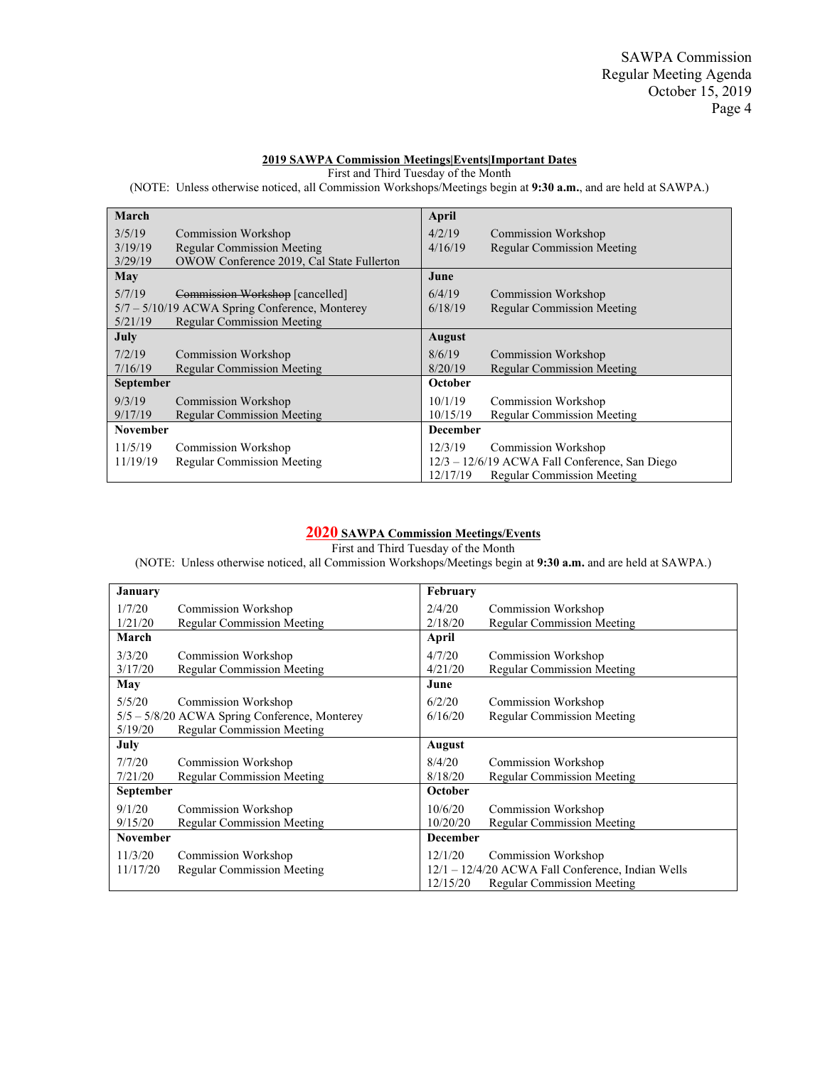**2019 SAWPA Commission Meetings|Events|Important Dates**

First and Third Tuesday of the Month

(NOTE: Unless otherwise noticed, all Commission Workshops/Meetings begin at **9:30 a.m.**, and are held at SAWPA.)

| | |
|---|---|
| **March** | **April** |
| 3/5/19 Commission Workshop<br>3/19/19 Regular Commission Meeting<br>3/29/19 OWOW Conference 2019, Cal State Fullerton | 4/2/19 Commission Workshop<br>4/16/19 Regular Commission Meeting |
| **May** | **June** |
| 5/7/19 ~~Commission Workshop~~ [cancelled]<br>5/7 – 5/10/19 ACWA Spring Conference, Monterey<br>5/21/19 Regular Commission Meeting | 6/4/19 Commission Workshop<br>6/18/19 Regular Commission Meeting |
| **July** | **August** |
| 7/2/19 Commission Workshop<br>7/16/19 Regular Commission Meeting | 8/6/19 Commission Workshop<br>8/20/19 Regular Commission Meeting |
| **September** | **October** |
| 9/3/19 Commission Workshop<br>9/17/19 Regular Commission Meeting | 10/1/19 Commission Workshop<br>10/15/19 Regular Commission Meeting |
| **November** | **December** |
| 11/5/19 Commission Workshop<br>11/19/19 Regular Commission Meeting | 12/3/19 Commission Workshop<br>12/3 – 12/6/19 ACWA Fall Conference, San Diego<br>12/17/19 Regular Commission Meeting |

**2020 SAWPA Commission Meetings/Events**

First and Third Tuesday of the Month

(NOTE: Unless otherwise noticed, all Commission Workshops/Meetings begin at **9:30 a.m.** and are held at SAWPA.)

| | |
|---|---|
| **January** | **February** |
| 1/7/20 Commission Workshop<br>1/21/20 Regular Commission Meeting | 2/4/20 Commission Workshop<br>2/18/20 Regular Commission Meeting |
| **March** | **April** |
| 3/3/20 Commission Workshop<br>3/17/20 Regular Commission Meeting | 4/7/20 Commission Workshop<br>4/21/20 Regular Commission Meeting |
| **May** | **June** |
| 5/5/20 Commission Workshop<br>5/5 – 5/8/20 ACWA Spring Conference, Monterey<br>5/19/20 Regular Commission Meeting | 6/2/20 Commission Workshop<br>6/16/20 Regular Commission Meeting |
| **July** | **August** |
| 7/7/20 Commission Workshop<br>7/21/20 Regular Commission Meeting | 8/4/20 Commission Workshop<br>8/18/20 Regular Commission Meeting |
| **September** | **October** |
| 9/1/20 Commission Workshop<br>9/15/20 Regular Commission Meeting | 10/6/20 Commission Workshop<br>10/20/20 Regular Commission Meeting |
| **November** | **December** |
| 11/3/20 Commission Workshop<br>11/17/20 Regular Commission Meeting | 12/1/20 Commission Workshop<br>12/1 – 12/4/20 ACWA Fall Conference, Indian Wells<br>12/15/20 Regular Commission Meeting |